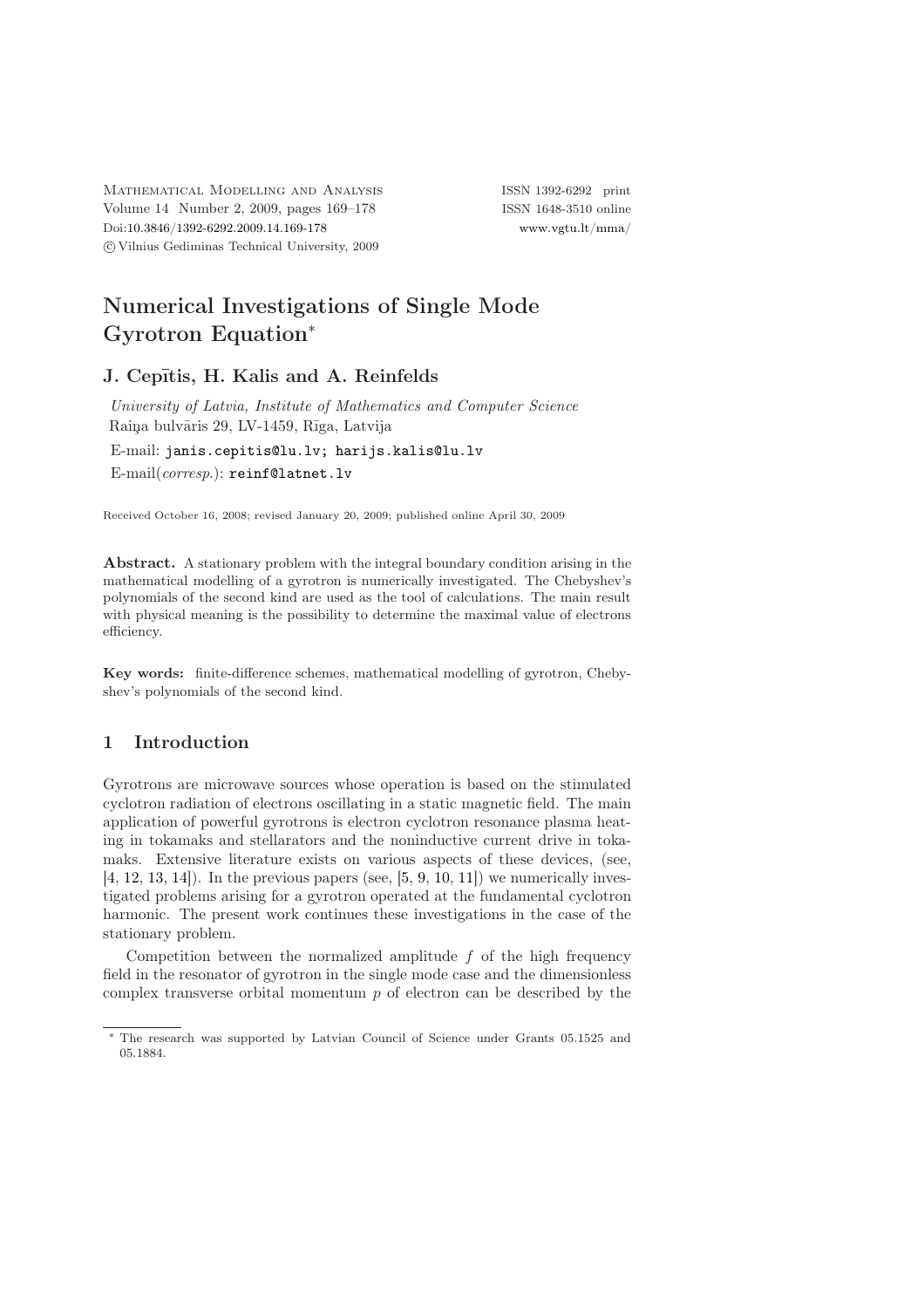Mathematical Modelling and Analysis
Volume 14 Number 2, 2009, pages 169–178
Doi:10.3846/1392-6292.2009.14.169-178
© Vilnius Gediminas Technical University, 2009

ISSN 1392-6292 print
ISSN 1648-3510 online
www.vgtu.lt/mma/

# Numerical Investigations of Single Mode Gyrotron Equation*

## J. Cepītis, H. Kalis and A. Reinfelds

*University of Latvia, Institute of Mathematics and Computer Science*
Raiņa bulvāris 29, LV-1459, Rīga, Latvija

E-mail: janis.cepitis@lu.lv; harijs.kalis@lu.lv

E-mail(*corresp.*): reinf@latnet.lv

Received October 16, 2008; revised January 20, 2009; published online April 30, 2009

**Abstract.** A stationary problem with the integral boundary condition arising in the mathematical modelling of a gyrotron is numerically investigated. The Chebyshev's polynomials of the second kind are used as the tool of calculations. The main result with physical meaning is the possibility to determine the maximal value of electrons efficiency.

**Key words:** finite-difference schemes, mathematical modelling of gyrotron, Chebyshev's polynomials of the second kind.

## 1 Introduction

Gyrotrons are microwave sources whose operation is based on the stimulated cyclotron radiation of electrons oscillating in a static magnetic field. The main application of powerful gyrotrons is electron cyclotron resonance plasma heating in tokamaks and stellarators and the noninductive current drive in tokamaks. Extensive literature exists on various aspects of these devices, (see, [4, 12, 13, 14]). In the previous papers (see, [5, 9, 10, 11]) we numerically investigated problems arising for a gyrotron operated at the fundamental cyclotron harmonic. The present work continues these investigations in the case of the stationary problem.

Competition between the normalized amplitude $f$ of the high frequency field in the resonator of gyrotron in the single mode case and the dimensionless complex transverse orbital momentum $p$ of electron can be described by the

* The research was supported by Latvian Council of Science under Grants 05.1525 and 05.1884.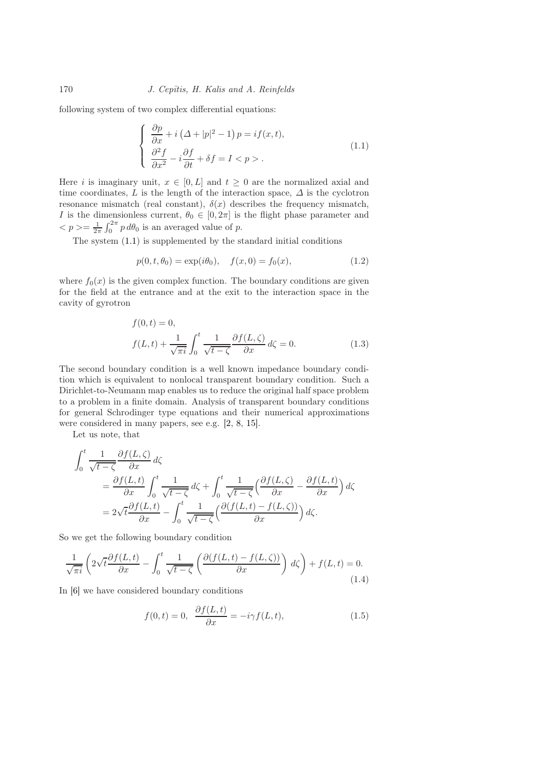following system of two complex differential equations:

$$
\begin{cases}
\dfrac{\partial p}{\partial x} + i\left(\Delta + |p|^2 - 1\right)p = if(x,t), \\
\dfrac{\partial^2 f}{\partial x^2} - i\dfrac{\partial f}{\partial t} + \delta f = I < p > .
\end{cases}
\tag{1.1}
$$

Here $i$ is imaginary unit, $x \in [0, L]$ and $t \geq 0$ are the normalized axial and time coordinates, $L$ is the length of the interaction space, $\Delta$ is the cyclotron resonance mismatch (real constant), $\delta(x)$ describes the frequency mismatch, $I$ is the dimensionless current, $\theta_0 \in [0, 2\pi]$ is the flight phase parameter and $< p >= \frac{1}{2\pi}\int_0^{2\pi} p\, d\theta_0$ is an averaged value of $p$.

The system (1.1) is supplemented by the standard initial conditions

$$
p(0, t, \theta_0) = \exp(i\theta_0), \quad f(x, 0) = f_0(x), \tag{1.2}
$$

where $f_0(x)$ is the given complex function. The boundary conditions are given for the field at the entrance and at the exit to the interaction space in the cavity of gyrotron

$$
\begin{aligned}
&f(0,t) = 0, \\
&f(L,t) + \frac{1}{\sqrt{\pi i}}\int_0^t \frac{1}{\sqrt{t-\zeta}}\frac{\partial f(L,\zeta)}{\partial x}\, d\zeta = 0.
\end{aligned}
\tag{1.3}
$$

The second boundary condition is a well known impedance boundary condition which is equivalent to nonlocal transparent boundary condition. Such a Dirichlet-to-Neumann map enables us to reduce the original half space problem to a problem in a finite domain. Analysis of transparent boundary conditions for general Schrodinger type equations and their numerical approximations were considered in many papers, see e.g. [2, 8, 15].

Let us note, that

$$
\begin{aligned}
&\int_0^t \frac{1}{\sqrt{t-\zeta}}\frac{\partial f(L,\zeta)}{\partial x}\, d\zeta \\
&\quad = \frac{\partial f(L,t)}{\partial x}\int_0^t \frac{1}{\sqrt{t-\zeta}}\, d\zeta + \int_0^t \frac{1}{\sqrt{t-\zeta}}\Big(\frac{\partial f(L,\zeta)}{\partial x} - \frac{\partial f(L,t)}{\partial x}\Big)\, d\zeta \\
&\quad = 2\sqrt{t}\frac{\partial f(L,t)}{\partial x} - \int_0^t \frac{1}{\sqrt{t-\zeta}}\Big(\frac{\partial (f(L,t) - f(L,\zeta))}{\partial x}\Big)\, d\zeta.
\end{aligned}
$$

So we get the following boundary condition

$$
\frac{1}{\sqrt{\pi i}}\left(2\sqrt{t}\frac{\partial f(L,t)}{\partial x} - \int_0^t \frac{1}{\sqrt{t-\zeta}}\left(\frac{\partial (f(L,t) - f(L,\zeta))}{\partial x}\right)\, d\zeta\right) + f(L,t) = 0.
\tag{1.4}
$$

In [6] we have considered boundary conditions

$$
f(0,t) = 0, \ \ \frac{\partial f(L,t)}{\partial x} = -i\gamma f(L,t), \tag{1.5}
$$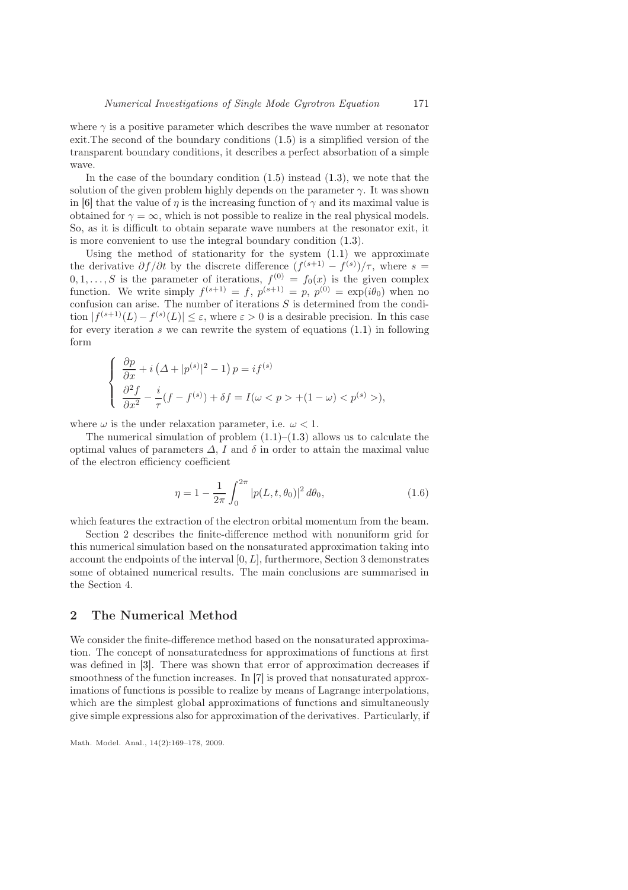where $\gamma$ is a positive parameter which describes the wave number at resonator exit.The second of the boundary conditions (1.5) is a simplified version of the transparent boundary conditions, it describes a perfect absorbation of a simple wave.

In the case of the boundary condition (1.5) instead (1.3), we note that the solution of the given problem highly depends on the parameter $\gamma$. It was shown in [6] that the value of $\eta$ is the increasing function of $\gamma$ and its maximal value is obtained for $\gamma = \infty$, which is not possible to realize in the real physical models. So, as it is difficult to obtain separate wave numbers at the resonator exit, it is more convenient to use the integral boundary condition (1.3).

Using the method of stationarity for the system (1.1) we approximate the derivative $\partial f/\partial t$ by the discrete difference $(f^{(s+1)} - f^{(s)})/\tau$, where $s = 0, 1, \ldots, S$ is the parameter of iterations, $f^{(0)} = f_0(x)$ is the given complex function. We write simply $f^{(s+1)} = f$, $p^{(s+1)} = p$, $p^{(0)} = \exp(i\theta_0)$ when no confusion can arise. The number of iterations $S$ is determined from the condition $|f^{(s+1)}(L) - f^{(s)}(L)| \le \varepsilon$, where $\varepsilon > 0$ is a desirable precision. In this case for every iteration $s$ we can rewrite the system of equations (1.1) in following form

$$
\begin{cases}
\dfrac{\partial p}{\partial x} + i\left(\Delta + |p^{(s)}|^2 - 1\right)p = if^{(s)} \\[2mm]
\dfrac{\partial^2 f}{\partial x^2} - \dfrac{i}{\tau}(f - f^{(s)}) + \delta f = I(\omega <p> + (1-\omega) <p^{(s)}>),
\end{cases}
$$

where $\omega$ is the under relaxation parameter, i.e. $\omega < 1$.

The numerical simulation of problem (1.1)–(1.3) allows us to calculate the optimal values of parameters $\Delta$, $I$ and $\delta$ in order to attain the maximal value of the electron efficiency coefficient

$$
\eta = 1 - \frac{1}{2\pi}\int_0^{2\pi} |p(L, t, \theta_0)|^2 \, d\theta_0, \tag{1.6}
$$

which features the extraction of the electron orbital momentum from the beam.

Section 2 describes the finite-difference method with nonuniform grid for this numerical simulation based on the nonsaturated approximation taking into account the endpoints of the interval $[0, L]$, furthermore, Section 3 demonstrates some of obtained numerical results. The main conclusions are summarised in the Section 4.

## 2 The Numerical Method

We consider the finite-difference method based on the nonsaturated approximation. The concept of nonsaturatedness for approximations of functions at first was defined in [3]. There was shown that error of approximation decreases if smoothness of the function increases. In [7] is proved that nonsaturated approximations of functions is possible to realize by means of Lagrange interpolations, which are the simplest global approximations of functions and simultaneously give simple expressions also for approximation of the derivatives. Particularly, if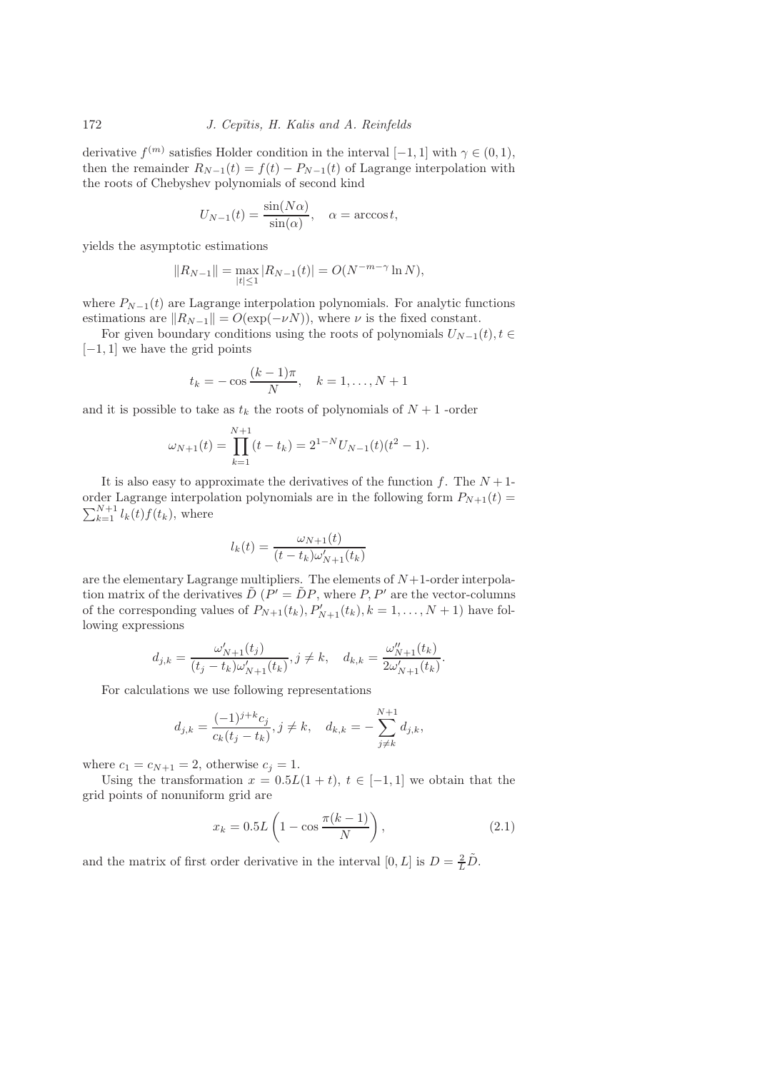derivative $f^{(m)}$ satisfies Holder condition in the interval $[-1, 1]$ with $\gamma \in (0, 1)$, then the remainder $R_{N-1}(t) = f(t) - P_{N-1}(t)$ of Lagrange interpolation with the roots of Chebyshev polynomials of second kind

$$U_{N-1}(t) = \frac{\sin(N\alpha)}{\sin(\alpha)}, \quad \alpha = \arccos t,$$

yields the asymptotic estimations

$$\|R_{N-1}\| = \max_{|t|\leq 1} |R_{N-1}(t)| = O(N^{-m-\gamma} \ln N),$$

where $P_{N-1}(t)$ are Lagrange interpolation polynomials. For analytic functions estimations are $\|R_{N-1}\| = O(\exp(-\nu N))$, where $\nu$ is the fixed constant.

For given boundary conditions using the roots of polynomials $U_{N-1}(t), t \in [-1, 1]$ we have the grid points

$$t_k = -\cos\frac{(k-1)\pi}{N}, \quad k = 1, \ldots, N+1$$

and it is possible to take as $t_k$ the roots of polynomials of $N+1$ -order

$$\omega_{N+1}(t) = \prod_{k=1}^{N+1}(t - t_k) = 2^{1-N} U_{N-1}(t)(t^2 - 1).$$

It is also easy to approximate the derivatives of the function $f$. The $N+1$-order Lagrange interpolation polynomials are in the following form $P_{N+1}(t) = \sum_{k=1}^{N+1} l_k(t) f(t_k)$, where

$$l_k(t) = \frac{\omega_{N+1}(t)}{(t - t_k)\omega'_{N+1}(t_k)}$$

are the elementary Lagrange multipliers. The elements of $N+1$-order interpolation matrix of the derivatives $\tilde{D}$ ($P' = \tilde{D}P$, where $P, P'$ are the vector-columns of the corresponding values of $P_{N+1}(t_k), P'_{N+1}(t_k), k = 1, \ldots, N+1$) have following expressions

$$d_{j,k} = \frac{\omega'_{N+1}(t_j)}{(t_j - t_k)\omega'_{N+1}(t_k)}, j \neq k, \quad d_{k,k} = \frac{\omega''_{N+1}(t_k)}{2\omega'_{N+1}(t_k)}.$$

For calculations we use following representations

$$d_{j,k} = \frac{(-1)^{j+k} c_j}{c_k(t_j - t_k)}, j \neq k, \quad d_{k,k} = -\sum_{j \neq k}^{N+1} d_{j,k},$$

where $c_1 = c_{N+1} = 2$, otherwise $c_j = 1$.

Using the transformation $x = 0.5L(1+t)$, $t \in [-1, 1]$ we obtain that the grid points of nonuniform grid are

$$x_k = 0.5L\left(1 - \cos\frac{\pi(k-1)}{N}\right), \tag{2.1}$$

and the matrix of first order derivative in the interval $[0, L]$ is $D = \frac{2}{L}\tilde{D}$.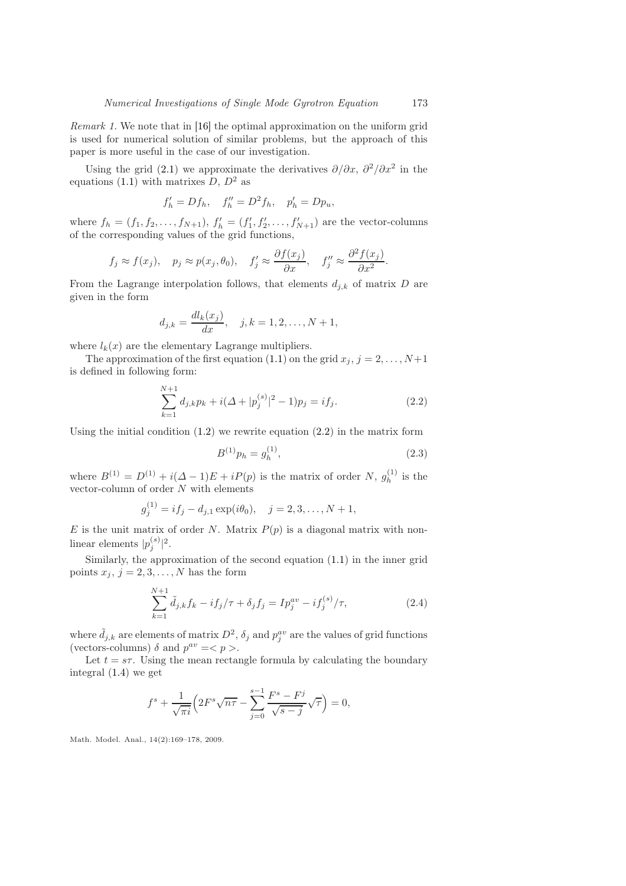*Remark 1.* We note that in [16] the optimal approximation on the uniform grid is used for numerical solution of similar problems, but the approach of this paper is more useful in the case of our investigation.

Using the grid (2.1) we approximate the derivatives $\partial/\partial x$, $\partial^2/\partial x^2$ in the equations (1.1) with matrixes $D$, $D^2$ as

$$f'_h = Df_h, \quad f''_h = D^2 f_h, \quad p'_h = Dp_u,$$

where $f_h = (f_1, f_2, \ldots, f_{N+1})$, $f'_h = (f'_1, f'_2, \ldots, f'_{N+1})$ are the vector-columns of the corresponding values of the grid functions,

$$f_j \approx f(x_j), \quad p_j \approx p(x_j, \theta_0), \quad f'_j \approx \frac{\partial f(x_j)}{\partial x}, \quad f''_j \approx \frac{\partial^2 f(x_j)}{\partial x^2}.$$

From the Lagrange interpolation follows, that elements $d_{j,k}$ of matrix $D$ are given in the form

$$d_{j,k} = \frac{dl_k(x_j)}{dx}, \quad j, k = 1, 2, \ldots, N+1,$$

where $l_k(x)$ are the elementary Lagrange multipliers.

The approximation of the first equation (1.1) on the grid $x_j$, $j = 2, \ldots, N+1$ is defined in following form:

$$\sum_{k=1}^{N+1} d_{j,k} p_k + i(\Delta + |p_j^{(s)}|^2 - 1)p_j = if_j. \tag{2.2}$$

Using the initial condition (1.2) we rewrite equation (2.2) in the matrix form

$$B^{(1)} p_h = g_h^{(1)}, \tag{2.3}$$

where $B^{(1)} = D^{(1)} + i(\Delta - 1)E + iP(p)$ is the matrix of order $N$, $g_h^{(1)}$ is the vector-column of order $N$ with elements

$$g_j^{(1)} = if_j - d_{j,1}\exp(i\theta_0), \quad j = 2, 3, \ldots, N+1,$$

$E$ is the unit matrix of order $N$. Matrix $P(p)$ is a diagonal matrix with nonlinear elements $|p_j^{(s)}|^2$.

Similarly, the approximation of the second equation (1.1) in the inner grid points $x_j$, $j = 2, 3, \ldots, N$ has the form

$$\sum_{k=1}^{N+1} \tilde{d}_{j,k} f_k - if_j/\tau + \delta_j f_j = Ip_j^{av} - if_j^{(s)}/\tau, \tag{2.4}$$

where $\tilde{d}_{j,k}$ are elements of matrix $D^2$, $\delta_j$ and $p_j^{av}$ are the values of grid functions (vectors-columns) $\delta$ and $p^{av} = < p >$.

Let $t = s\tau$. Using the mean rectangle formula by calculating the boundary integral (1.4) we get

$$f^s + \frac{1}{\sqrt{\pi i}}\Big(2F^s\sqrt{n\tau} - \sum_{j=0}^{s-1} \frac{F^s - F^j}{\sqrt{s-j}}\sqrt{\tau}\Big) = 0,$$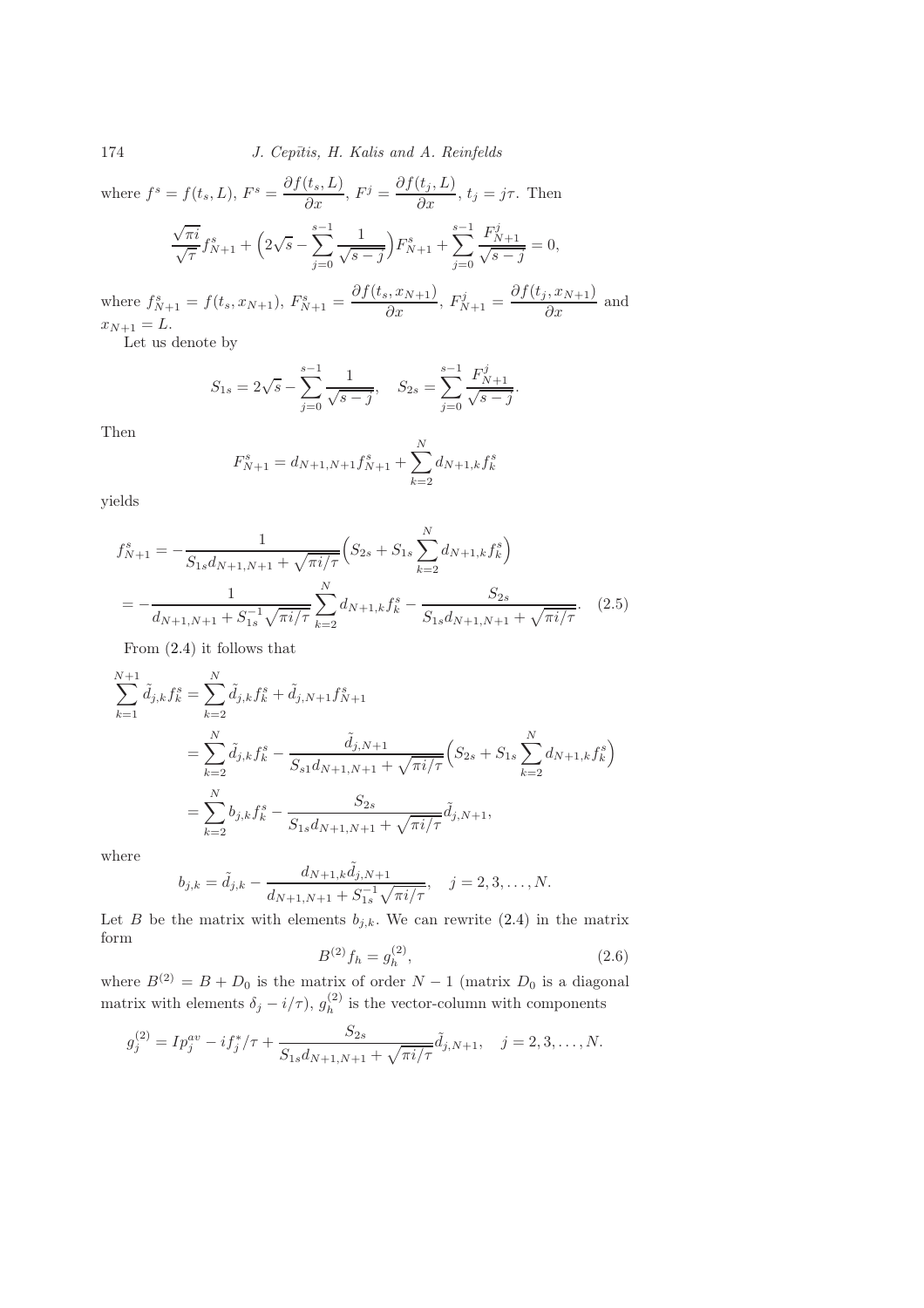where $f^s = f(t_s, L)$, $F^s = \dfrac{\partial f(t_s, L)}{\partial x}$, $F^j = \dfrac{\partial f(t_j, L)}{\partial x}$, $t_j = j\tau$. Then

$$\frac{\sqrt{\pi i}}{\sqrt{\tau}} f^s_{N+1} + \Big(2\sqrt{s} - \sum_{j=0}^{s-1} \frac{1}{\sqrt{s-j}}\Big) F^s_{N+1} + \sum_{j=0}^{s-1} \frac{F^j_{N+1}}{\sqrt{s-j}} = 0,$$

where $f^s_{N+1} = f(t_s, x_{N+1})$, $F^s_{N+1} = \dfrac{\partial f(t_s, x_{N+1})}{\partial x}$, $F^j_{N+1} = \dfrac{\partial f(t_j, x_{N+1})}{\partial x}$ and $x_{N+1} = L$.

Let us denote by

$$S_{1s} = 2\sqrt{s} - \sum_{j=0}^{s-1} \frac{1}{\sqrt{s-j}}, \quad S_{2s} = \sum_{j=0}^{s-1} \frac{F^j_{N+1}}{\sqrt{s-j}}.$$

Then

$$F^s_{N+1} = d_{N+1,N+1} f^s_{N+1} + \sum_{k=2}^{N} d_{N+1,k} f^s_k$$

yields

$$\begin{aligned} f^s_{N+1} &= -\frac{1}{S_{1s} d_{N+1,N+1} + \sqrt{\pi i/\tau}} \Big(S_{2s} + S_{1s} \sum_{k=2}^{N} d_{N+1,k} f^s_k\Big) \\ &= -\frac{1}{d_{N+1,N+1} + S_{1s}^{-1}\sqrt{\pi i/\tau}} \sum_{k=2}^{N} d_{N+1,k} f^s_k - \frac{S_{2s}}{S_{1s} d_{N+1,N+1} + \sqrt{\pi i/\tau}}. \end{aligned} \quad (2.5)$$

From (2.4) it follows that

$$\begin{aligned} \sum_{k=1}^{N+1} \tilde{d}_{j,k} f^s_k &= \sum_{k=2}^{N} \tilde{d}_{j,k} f^s_k + \tilde{d}_{j,N+1} f^s_{N+1} \\ &= \sum_{k=2}^{N} \tilde{d}_{j,k} f^s_k - \frac{\tilde{d}_{j,N+1}}{S_{s1} d_{N+1,N+1} + \sqrt{\pi i/\tau}} \Big(S_{2s} + S_{1s} \sum_{k=2}^{N} d_{N+1,k} f^s_k\Big) \\ &= \sum_{k=2}^{N} b_{j,k} f^s_k - \frac{S_{2s}}{S_{1s} d_{N+1,N+1} + \sqrt{\pi i/\tau}} \tilde{d}_{j,N+1}, \end{aligned}$$

where

$$b_{j,k} = \tilde{d}_{j,k} - \frac{d_{N+1,k} \tilde{d}_{j,N+1}}{d_{N+1,N+1} + S_{1s}^{-1}\sqrt{\pi i/\tau}}, \quad j = 2, 3, \ldots, N.$$

Let $B$ be the matrix with elements $b_{j,k}$. We can rewrite (2.4) in the matrix form

$$B^{(2)} f_h = g^{(2)}_h, \quad (2.6)$$

where $B^{(2)} = B + D_0$ is the matrix of order $N-1$ (matrix $D_0$ is a diagonal matrix with elements $\delta_j - i/\tau$), $g^{(2)}_h$ is the vector-column with components

$$g^{(2)}_j = I p^{av}_j - i f^*_j/\tau + \frac{S_{2s}}{S_{1s} d_{N+1,N+1} + \sqrt{\pi i/\tau}} \tilde{d}_{j,N+1}, \quad j = 2, 3, \ldots, N.$$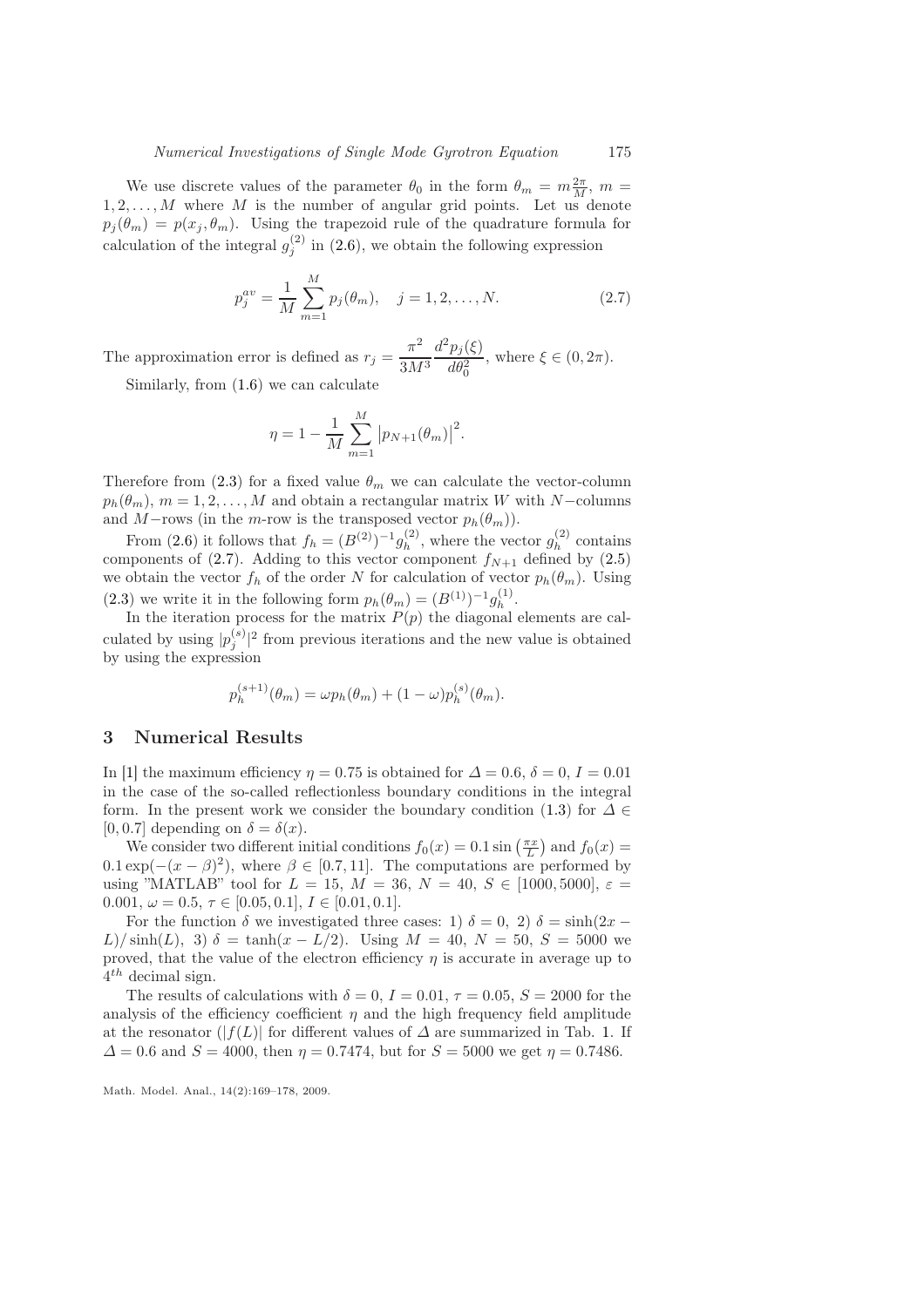We use discrete values of the parameter $\theta_0$ in the form $\theta_m = m\frac{2\pi}{M}$, $m = 1, 2, \ldots, M$ where $M$ is the number of angular grid points. Let us denote $p_j(\theta_m) = p(x_j, \theta_m)$. Using the trapezoid rule of the quadrature formula for calculation of the integral $g_j^{(2)}$ in (2.6), we obtain the following expression

$$p_j^{av} = \frac{1}{M}\sum_{m=1}^{M} p_j(\theta_m), \quad j = 1, 2, \ldots, N. \tag{2.7}$$

The approximation error is defined as $r_j = \dfrac{\pi^2}{3M^3}\dfrac{d^2 p_j(\xi)}{d\theta_0^2}$, where $\xi \in (0, 2\pi)$.

Similarly, from (1.6) we can calculate

$$\eta = 1 - \frac{1}{M}\sum_{m=1}^{M} \left|p_{N+1}(\theta_m)\right|^2.$$

Therefore from (2.3) for a fixed value $\theta_m$ we can calculate the vector-column $p_h(\theta_m)$, $m = 1, 2, \ldots, M$ and obtain a rectangular matrix $W$ with $N-$columns and $M-$rows (in the $m$-row is the transposed vector $p_h(\theta_m)$).

From (2.6) it follows that $f_h = (B^{(2)})^{-1} g_h^{(2)}$, where the vector $g_h^{(2)}$ contains components of (2.7). Adding to this vector component $f_{N+1}$ defined by (2.5) we obtain the vector $f_h$ of the order $N$ for calculation of vector $p_h(\theta_m)$. Using (2.3) we write it in the following form $p_h(\theta_m) = (B^{(1)})^{-1} g_h^{(1)}$.

In the iteration process for the matrix $P(p)$ the diagonal elements are calculated by using $|p_j^{(s)}|^2$ from previous iterations and the new value is obtained by using the expression

$$p_h^{(s+1)}(\theta_m) = \omega p_h(\theta_m) + (1-\omega) p_h^{(s)}(\theta_m).$$

## 3 Numerical Results

In [1] the maximum efficiency $\eta = 0.75$ is obtained for $\Delta = 0.6$, $\delta = 0$, $I = 0.01$ in the case of the so-called reflectionless boundary conditions in the integral form. In the present work we consider the boundary condition (1.3) for $\Delta \in [0, 0.7]$ depending on $\delta = \delta(x)$.

We consider two different initial conditions $f_0(x) = 0.1\sin\left(\frac{\pi x}{L}\right)$ and $f_0(x) = 0.1\exp(-(x-\beta)^2)$, where $\beta \in [0.7, 11]$. The computations are performed by using "MATLAB" tool for $L = 15$, $M = 36$, $N = 40$, $S \in [1000, 5000]$, $\varepsilon = 0.001$, $\omega = 0.5$, $\tau \in [0.05, 0.1]$, $I \in [0.01, 0.1]$.

For the function $\delta$ we investigated three cases: 1) $\delta = 0$, 2) $\delta = \sinh(2x - L)/\sinh(L)$, 3) $\delta = \tanh(x - L/2)$. Using $M = 40$, $N = 50$, $S = 5000$ we proved, that the value of the electron efficiency $\eta$ is accurate in average up to $4^{th}$ decimal sign.

The results of calculations with $\delta = 0$, $I = 0.01$, $\tau = 0.05$, $S = 2000$ for the analysis of the efficiency coefficient $\eta$ and the high frequency field amplitude at the resonator ($|f(L)|$ for different values of $\Delta$ are summarized in Tab. 1. If $\Delta = 0.6$ and $S = 4000$, then $\eta = 0.7474$, but for $S = 5000$ we get $\eta = 0.7486$.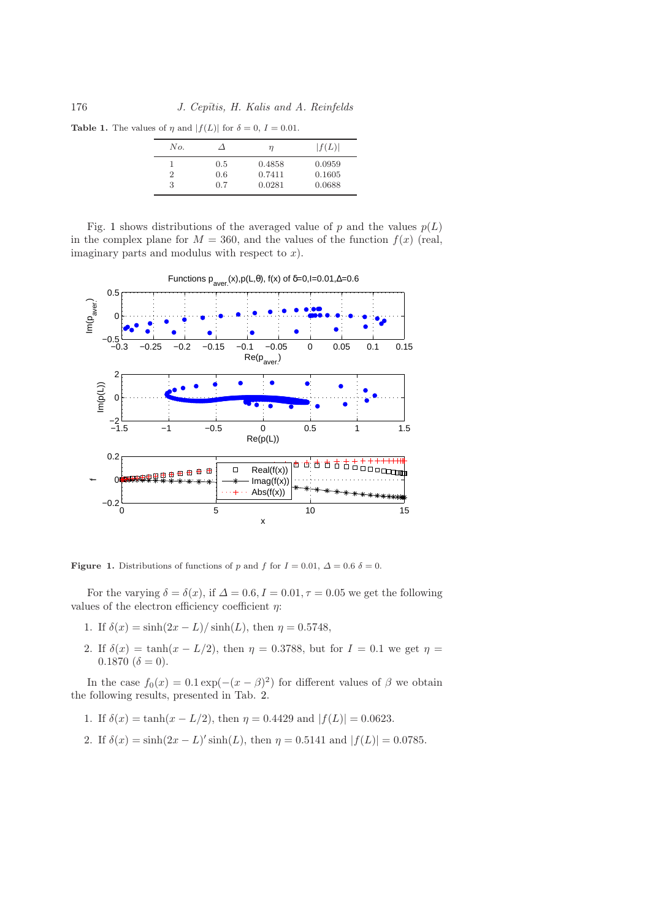**Table 1.** The values of $\eta$ and $|f(L)|$ for $\delta = 0$, $I = 0.01$.

| *No.* | $\Delta$ | $\eta$ | $\|f(L)\|$ |
|---|---|---|---|
| 1 | 0.5 | 0.4858 | 0.0959 |
| 2 | 0.6 | 0.7411 | 0.1605 |
| 3 | 0.7 | 0.0281 | 0.0688 |

Fig. 1 shows distributions of the averaged value of $p$ and the values $p(L)$ in the complex plane for $M = 360$, and the values of the function $f(x)$ (real, imaginary parts and modulus with respect to $x$).

**Figure 1.** Distributions of functions of $p$ and $f$ for $I = 0.01$, $\Delta = 0.6$ $\delta = 0$.

For the varying $\delta = \delta(x)$, if $\Delta = 0.6, I = 0.01, \tau = 0.05$ we get the following values of the electron efficiency coefficient $\eta$:

1. If $\delta(x) = \sinh(2x - L)/\sinh(L)$, then $\eta = 0.5748$,
2. If $\delta(x) = \tanh(x - L/2)$, then $\eta = 0.3788$, but for $I = 0.1$ we get $\eta = 0.1870$ ($\delta = 0$).

In the case $f_0(x) = 0.1\exp(-(x - \beta)^2)$ for different values of $\beta$ we obtain the following results, presented in Tab. 2.

1. If $\delta(x) = \tanh(x - L/2)$, then $\eta = 0.4429$ and $|f(L)| = 0.0623$.
2. If $\delta(x) = \sinh(2x - L)' \sinh(L)$, then $\eta = 0.5141$ and $|f(L)| = 0.0785$.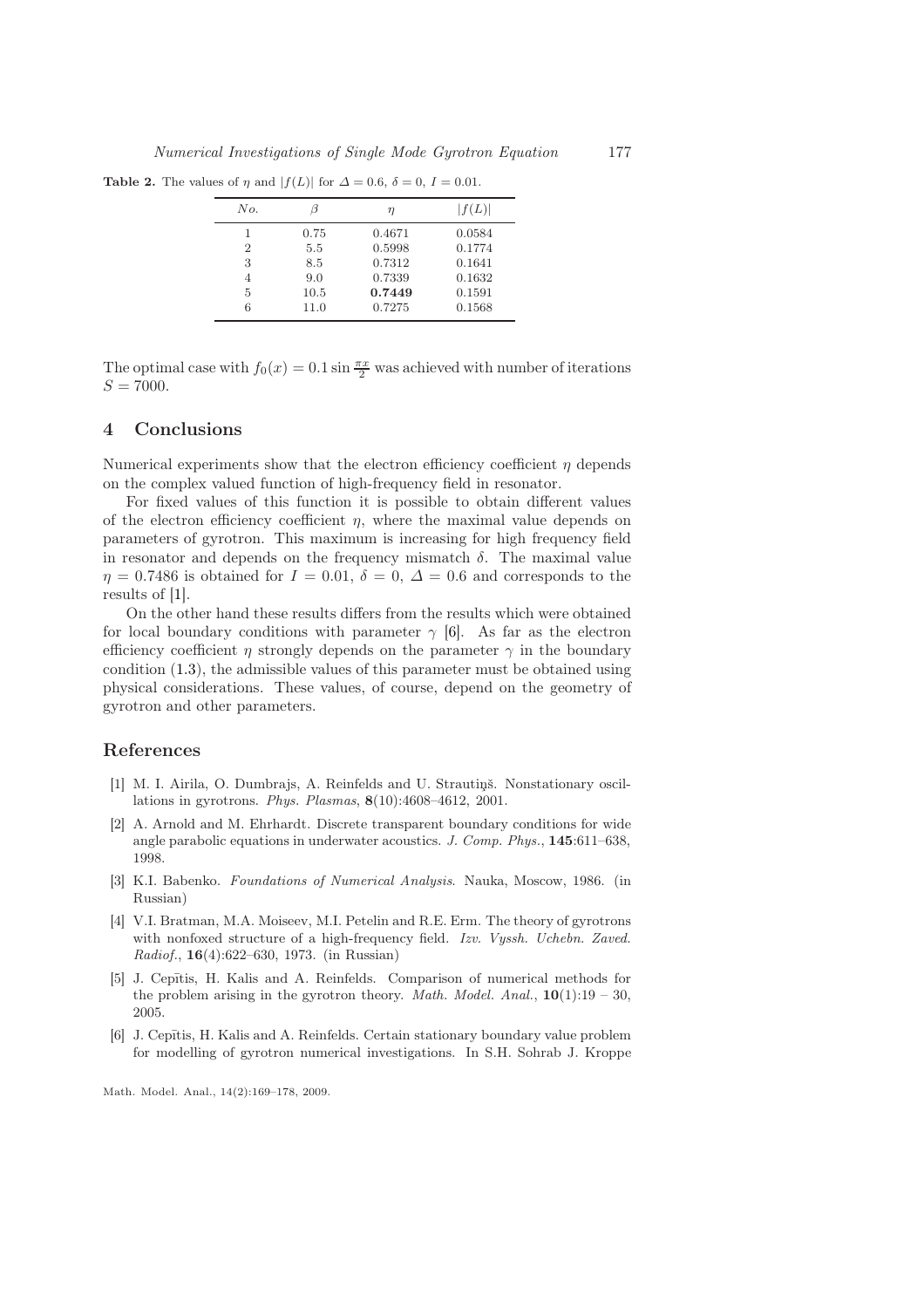**Table 2.** The values of $\eta$ and $|f(L)|$ for $\Delta = 0.6$, $\delta = 0$, $I = 0.01$.

| $No.$ | $\beta$ | $\eta$ | $\|f(L)\|$ |
|---|---|---|---|
| 1 | 0.75 | 0.4671 | 0.0584 |
| 2 | 5.5 | 0.5998 | 0.1774 |
| 3 | 8.5 | 0.7312 | 0.1641 |
| 4 | 9.0 | 0.7339 | 0.1632 |
| 5 | 10.5 | **0.7449** | 0.1591 |
| 6 | 11.0 | 0.7275 | 0.1568 |

The optimal case with $f_0(x) = 0.1 \sin \frac{\pi x}{2}$ was achieved with number of iterations $S = 7000$.

## 4 Conclusions

Numerical experiments show that the electron efficiency coefficient $\eta$ depends on the complex valued function of high-frequency field in resonator.

For fixed values of this function it is possible to obtain different values of the electron efficiency coefficient $\eta$, where the maximal value depends on parameters of gyrotron. This maximum is increasing for high frequency field in resonator and depends on the frequency mismatch $\delta$. The maximal value $\eta = 0.7486$ is obtained for $I = 0.01$, $\delta = 0$, $\Delta = 0.6$ and corresponds to the results of [1].

On the other hand these results differs from the results which were obtained for local boundary conditions with parameter $\gamma$ [6]. As far as the electron efficiency coefficient $\eta$ strongly depends on the parameter $\gamma$ in the boundary condition (1.3), the admissible values of this parameter must be obtained using physical considerations. These values, of course, depend on the geometry of gyrotron and other parameters.

## References

[1] M. I. Airila, O. Dumbrajs, A. Reinfelds and U. Strautiņš. Nonstationary oscillations in gyrotrons. *Phys. Plasmas*, **8**(10):4608–4612, 2001.

[2] A. Arnold and M. Ehrhardt. Discrete transparent boundary conditions for wide angle parabolic equations in underwater acoustics. *J. Comp. Phys.*, **145**:611–638, 1998.

[3] K.I. Babenko. *Foundations of Numerical Analysis*. Nauka, Moscow, 1986. (in Russian)

[4] V.I. Bratman, M.A. Moiseev, M.I. Petelin and R.E. Erm. The theory of gyrotrons with nonfoxed structure of a high-frequency field. *Izv. Vyssh. Uchebn. Zaved. Radiof.*, **16**(4):622–630, 1973. (in Russian)

[5] J. Cepītis, H. Kalis and A. Reinfelds. Comparison of numerical methods for the problem arising in the gyrotron theory. *Math. Model. Anal.*, **10**(1):19 – 30, 2005.

[6] J. Cepītis, H. Kalis and A. Reinfelds. Certain stationary boundary value problem for modelling of gyrotron numerical investigations. In S.H. Sohrab J. Kroppe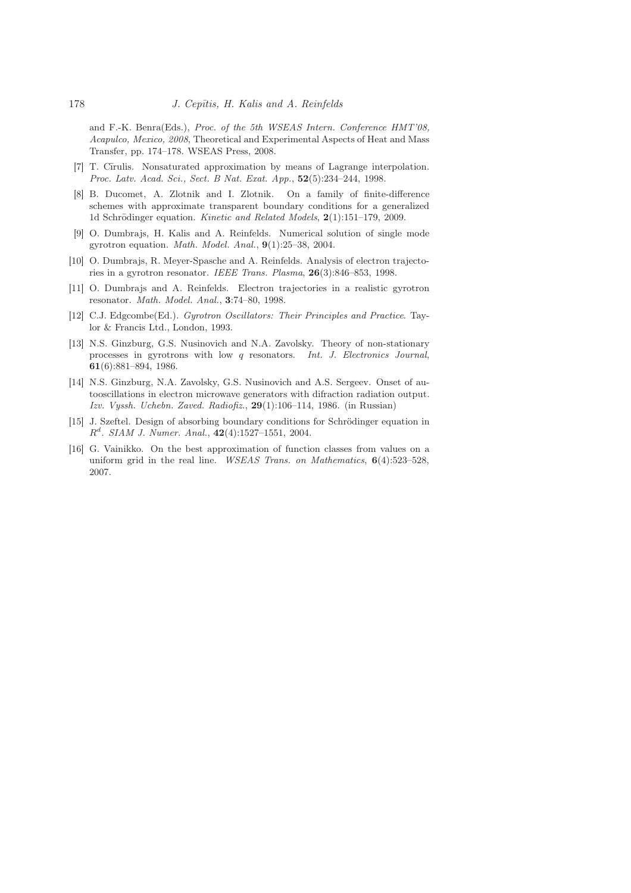and F.-K. Benra(Eds.), *Proc. of the 5th WSEAS Intern. Conference HMT'08, Acapulco, Mexico, 2008*, Theoretical and Experimental Aspects of Heat and Mass Transfer, pp. 174–178. WSEAS Press, 2008.

[7] T. Cīrulis. Nonsaturated approximation by means of Lagrange interpolation. *Proc. Latv. Acad. Sci., Sect. B Nat. Exat. App.*, **52**(5):234–244, 1998.

[8] B. Ducomet, A. Zlotnik and I. Zlotnik. On a family of finite-difference schemes with approximate transparent boundary conditions for a generalized 1d Schrödinger equation. *Kinetic and Related Models*, **2**(1):151–179, 2009.

[9] O. Dumbrajs, H. Kalis and A. Reinfelds. Numerical solution of single mode gyrotron equation. *Math. Model. Anal.*, **9**(1):25–38, 2004.

[10] O. Dumbrajs, R. Meyer-Spasche and A. Reinfelds. Analysis of electron trajectories in a gyrotron resonator. *IEEE Trans. Plasma*, **26**(3):846–853, 1998.

[11] O. Dumbrajs and A. Reinfelds. Electron trajectories in a realistic gyrotron resonator. *Math. Model. Anal.*, **3**:74–80, 1998.

[12] C.J. Edgcombe(Ed.). *Gyrotron Oscillators: Their Principles and Practice*. Taylor & Francis Ltd., London, 1993.

[13] N.S. Ginzburg, G.S. Nusinovich and N.A. Zavolsky. Theory of non-stationary processes in gyrotrons with low $q$ resonators. *Int. J. Electronics Journal*, **61**(6):881–894, 1986.

[14] N.S. Ginzburg, N.A. Zavolsky, G.S. Nusinovich and A.S. Sergeev. Onset of autooscillations in electron microwave generators with difraction radiation output. *Izv. Vyssh. Uchebn. Zaved. Radiofiz.*, **29**(1):106–114, 1986. (in Russian)

[15] J. Szeftel. Design of absorbing boundary conditions for Schrödinger equation in $R^d$. *SIAM J. Numer. Anal.*, **42**(4):1527–1551, 2004.

[16] G. Vainikko. On the best approximation of function classes from values on a uniform grid in the real line. *WSEAS Trans. on Mathematics*, **6**(4):523–528, 2007.